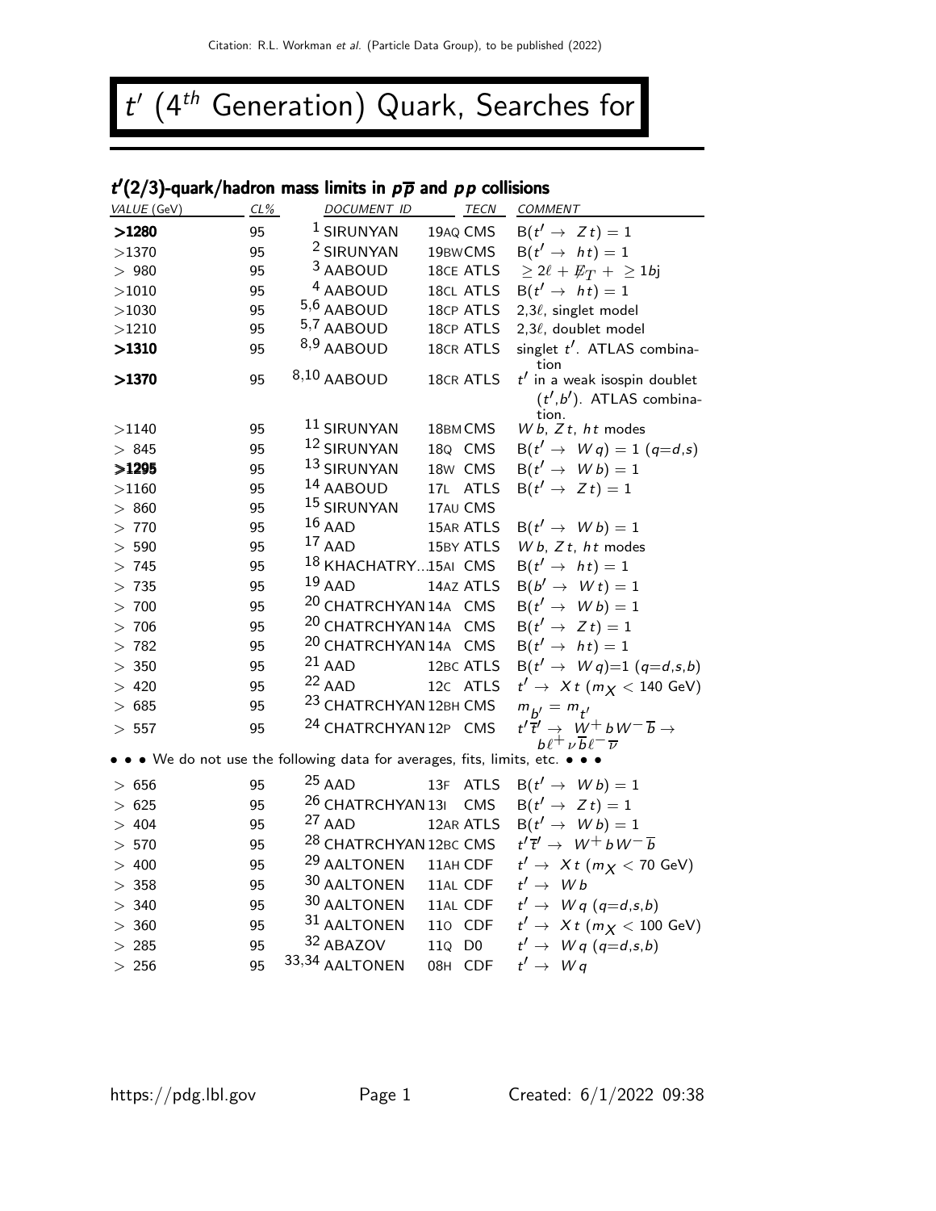# $t'$ ($4^{th}$ Generation) Quark, Searches for

### $t'$(2/3)-quark/hadron mass limits in $p\overline{p}$ and $pp$ collisions

| VALUE (GeV) | CL% | DOCUMENT ID | TECN | COMMENT |
|---|---|---|---|---|
| **>1280** | 95 | [1] SIRUNYAN | 19AQ CMS | $B(t' \to Zt) = 1$ |
| >1370 | 95 | [2] SIRUNYAN | 19BW CMS | $B(t' \to ht) = 1$ |
| > 980 | 95 | [3] AABOUD | 18CE ATLS | $\geq 2\ell + \not{E}_T + \geq 1bj$ |
| >1010 | 95 | [4] AABOUD | 18CL ATLS | $B(t' \to ht) = 1$ |
| >1030 | 95 | [5,6] AABOUD | 18CP ATLS | 2,3$\ell$, singlet model |
| >1210 | 95 | [5,7] AABOUD | 18CP ATLS | 2,3$\ell$, doublet model |
| **>1310** | 95 | [8,9] AABOUD | 18CR ATLS | singlet $t'$. ATLAS combination |
| **>1370** | 95 | [8,10] AABOUD | 18CR ATLS | $t'$ in a weak isospin doublet $(t',b')$. ATLAS combination. |
| >1140 | 95 | [11] SIRUNYAN | 18BM CMS | $Wb$, $Zt$, $ht$ modes |
| > 845 | 95 | [12] SIRUNYAN | 18Q CMS | $B(t' \to Wq) = 1$ ($q$=$d$,$s$) |
| **>1295** | 95 | [13] SIRUNYAN | 18W CMS | $B(t' \to Wb) = 1$ |
| >1160 | 95 | [14] AABOUD | 17L ATLS | $B(t' \to Zt) = 1$ |
| > 860 | 95 | [15] SIRUNYAN | 17AU CMS | |
| > 770 | 95 | [16] AAD | 15AR ATLS | $B(t' \to Wb) = 1$ |
| > 590 | 95 | [17] AAD | 15BY ATLS | $Wb$, $Zt$, $ht$ modes |
| > 745 | 95 | [18] KHACHATRY... | 15AI CMS | $B(t' \to ht) = 1$ |
| > 735 | 95 | [19] AAD | 14AZ ATLS | $B(b' \to Wt) = 1$ |
| > 700 | 95 | [20] CHATRCHYAN | 14A CMS | $B(t' \to Wb) = 1$ |
| > 706 | 95 | [20] CHATRCHYAN | 14A CMS | $B(t' \to Zt) = 1$ |
| > 782 | 95 | [20] CHATRCHYAN | 14A CMS | $B(t' \to ht) = 1$ |
| > 350 | 95 | [21] AAD | 12BC ATLS | $B(t' \to Wq)$=1 ($q$=$d$,$s$,$b$) |
| > 420 | 95 | [22] AAD | 12C ATLS | $t' \to Xt$ ($m_X <$ 140 GeV) |
| > 685 | 95 | [23] CHATRCHYAN | 12BH CMS | $m_{b'} = m_{t'}$ |
| > 557 | 95 | [24] CHATRCHYAN | 12P CMS | $t'\overline{t}' \to W^+ bW^- \overline{b} \to b\ell^+ \nu \overline{b} \ell^- \overline{\nu}$ |
| • • • We do not use the following data for averages, fits, limits, etc. • • • | | | | |
| > 656 | 95 | [25] AAD | 13F ATLS | $B(t' \to Wb) = 1$ |
| > 625 | 95 | [26] CHATRCHYAN | 13I CMS | $B(t' \to Zt) = 1$ |
| > 404 | 95 | [27] AAD | 12AR ATLS | $B(t' \to Wb) = 1$ |
| > 570 | 95 | [28] CHATRCHYAN | 12BC CMS | $t'\overline{t}' \to W^+ bW^- \overline{b}$ |
| > 400 | 95 | [29] AALTONEN | 11AH CDF | $t' \to Xt$ ($m_X <$ 70 GeV) |
| > 358 | 95 | [30] AALTONEN | 11AL CDF | $t' \to Wb$ |
| > 340 | 95 | [30] AALTONEN | 11AL CDF | $t' \to Wq$ ($q$=$d$,$s$,$b$) |
| > 360 | 95 | [31] AALTONEN | 11O CDF | $t' \to Xt$ ($m_X <$ 100 GeV) |
| > 285 | 95 | [32] ABAZOV | 11Q D0 | $t' \to Wq$ ($q$=$d$,$s$,$b$) |
| > 256 | 95 | [33,34] AALTONEN | 08H CDF | $t' \to Wq$ |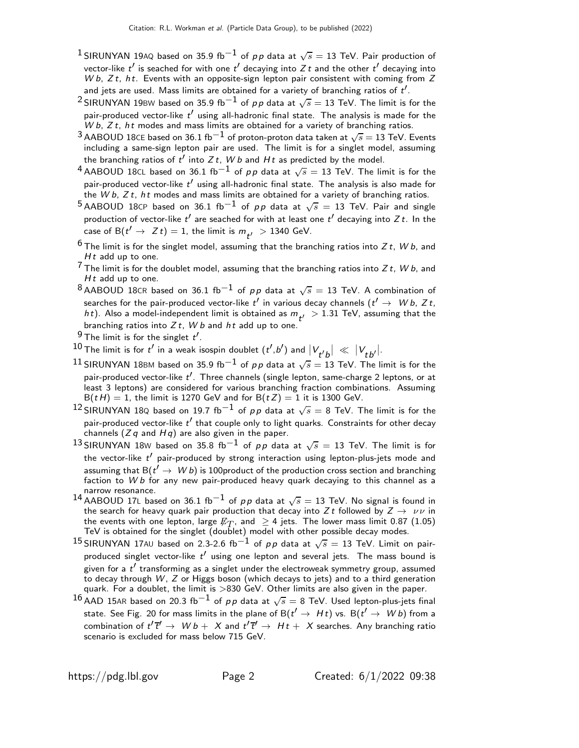[1] SIRUNYAN 19AQ based on 35.9 fb$^{-1}$ of $pp$ data at $\sqrt{s}$ = 13 TeV. Pair production of vector-like $t'$ is seached for with one $t'$ decaying into $Zt$ and the other $t'$ decaying into $Wb$, $Zt$, $ht$. Events with an opposite-sign lepton pair consistent with coming from $Z$ and jets are used. Mass limits are obtained for a variety of branching ratios of $t'$.

[2] SIRUNYAN 19BW based on 35.9 fb$^{-1}$ of $pp$ data at $\sqrt{s}$ = 13 TeV. The limit is for the pair-produced vector-like $t'$ using all-hadronic final state. The analysis is made for the $Wb$, $Zt$, $ht$ modes and mass limits are obtained for a variety of branching ratios.

[3] AABOUD 18CE based on 36.1 fb$^{-1}$ of proton-proton data taken at $\sqrt{s}$ = 13 TeV. Events including a same-sign lepton pair are used. The limit is for a singlet model, assuming the branching ratios of $t'$ into $Zt$, $Wb$ and $Ht$ as predicted by the model.

[4] AABOUD 18CL based on 36.1 fb$^{-1}$ of $pp$ data at $\sqrt{s}$ = 13 TeV. The limit is for the pair-produced vector-like $t'$ using all-hadronic final state. The analysis is also made for the $Wb$, $Zt$, $ht$ modes and mass limits are obtained for a variety of branching ratios.

[5] AABOUD 18CP based on 36.1 fb$^{-1}$ of $pp$ data at $\sqrt{s}$ = 13 TeV. Pair and single production of vector-like $t'$ are seached for with at least one $t'$ decaying into $Zt$. In the case of B($t' \to Zt$) = 1, the limit is $m_{t'}$ > 1340 GeV.

[6] The limit is for the singlet model, assuming that the branching ratios into $Zt$, $Wb$, and $Ht$ add up to one.

[7] The limit is for the doublet model, assuming that the branching ratios into $Zt$, $Wb$, and $Ht$ add up to one.

[8] AABOUD 18CR based on 36.1 fb$^{-1}$ of $pp$ data at $\sqrt{s}$ = 13 TeV. A combination of searches for the pair-produced vector-like $t'$ in various decay channels ($t' \to Wb$, $Zt$, $ht$). Also a model-independent limit is obtained as $m_{t'}$ > 1.31 TeV, assuming that the branching ratios into $Zt$, $Wb$ and $ht$ add up to one.

[9] The limit is for the singlet $t'$.

[10] The limit is for $t'$ in a weak isospin doublet ($t'$,$b'$) and $|V_{t'b}| \ll |V_{tb'}|$.

[11] SIRUNYAN 18BM based on 35.9 fb$^{-1}$ of $pp$ data at $\sqrt{s}$ = 13 TeV. The limit is for the pair-produced vector-like $t'$. Three channels (single lepton, same-charge 2 leptons, or at least 3 leptons) are considered for various branching fraction combinations. Assuming B($tH$) = 1, the limit is 1270 GeV and for B($tZ$) = 1 it is 1300 GeV.

[12] SIRUNYAN 18Q based on 19.7 fb$^{-1}$ of $pp$ data at $\sqrt{s}$ = 8 TeV. The limit is for the pair-produced vector-like $t'$ that couple only to light quarks. Constraints for other decay channels ($Zq$ and $Hq$) are also given in the paper.

[13] SIRUNYAN 18W based on 35.8 fb$^{-1}$ of $pp$ data at $\sqrt{s}$ = 13 TeV. The limit is for the vector-like $t'$ pair-produced by strong interaction using lepton-plus-jets mode and assuming that B($t' \to Wb$) is 100product of the production cross section and branching faction to $Wb$ for any new pair-produced heavy quark decaying to this channel as a narrow resonance.

[14] AABOUD 17L based on 36.1 fb$^{-1}$ of $pp$ data at $\sqrt{s}$ = 13 TeV. No signal is found in the search for heavy quark pair production that decay into $Zt$ followed by $Z \to \nu\nu$ in the events with one lepton, large $\not{E}_T$, and $\geq$ 4 jets. The lower mass limit 0.87 (1.05) TeV is obtained for the singlet (doublet) model with other possible decay modes.

[15] SIRUNYAN 17AU based on 2.3-2.6 fb$^{-1}$ of $pp$ data at $\sqrt{s}$ = 13 TeV. Limit on pair-produced singlet vector-like $t'$ using one lepton and several jets. The mass bound is given for a $t'$ transforming as a singlet under the electroweak symmetry group, assumed to decay through $W$, $Z$ or Higgs boson (which decays to jets) and to a third generation quark. For a doublet, the limit is >830 GeV. Other limits are also given in the paper.

[16] AAD 15AR based on 20.3 fb$^{-1}$ of $pp$ data at $\sqrt{s}$ = 8 TeV. Used lepton-plus-jets final state. See Fig. 20 for mass limits in the plane of B($t' \to Ht$) vs. B($t' \to Wb$) from a combination of $t'\overline{t}' \to Wb + X$ and $t'\overline{t}' \to Ht + X$ searches. Any branching ratio scenario is excluded for mass below 715 GeV.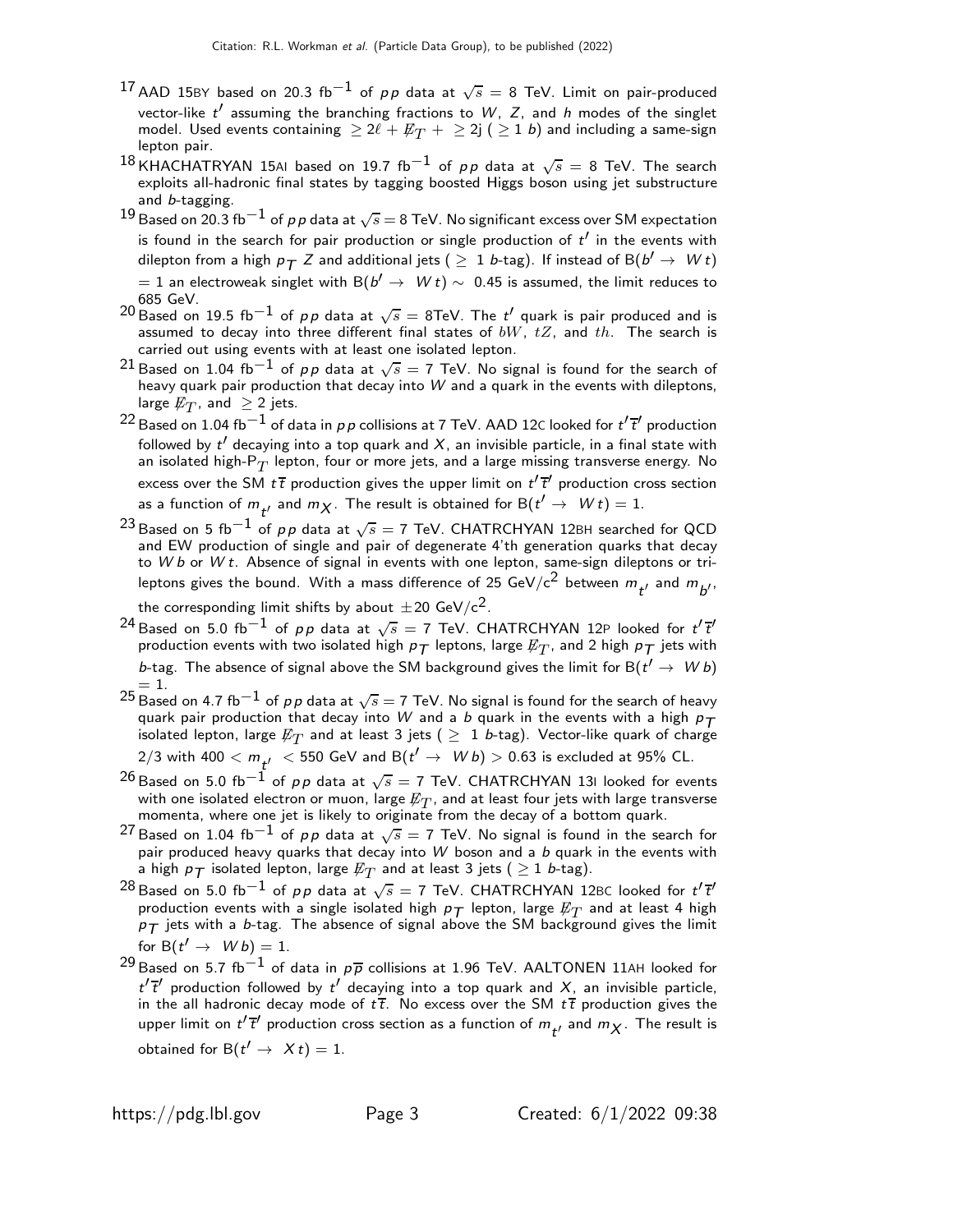[17] AAD 15BY based on 20.3 fb$^{-1}$ of $pp$ data at $\sqrt{s}$ = 8 TeV. Limit on pair-produced vector-like $t'$ assuming the branching fractions to $W$, $Z$, and $h$ modes of the singlet model. Used events containing $\geq 2\ell + \not{E}_T + \geq 2$j ( $\geq 1$ $b$) and including a same-sign lepton pair.

[18] KHACHATRYAN 15AI based on 19.7 fb$^{-1}$ of $pp$ data at $\sqrt{s}$ = 8 TeV. The search exploits all-hadronic final states by tagging boosted Higgs boson using jet substructure and $b$-tagging.

[19] Based on 20.3 fb$^{-1}$ of $pp$ data at $\sqrt{s}$ = 8 TeV. No significant excess over SM expectation is found in the search for pair production or single production of $t'$ in the events with dilepton from a high $p_T$ $Z$ and additional jets ( $\geq$ 1 $b$-tag). If instead of B($b' \rightarrow Wt$) = 1 an electroweak singlet with B($b' \rightarrow Wt$) $\sim$ 0.45 is assumed, the limit reduces to 685 GeV.

[20] Based on 19.5 fb$^{-1}$ of $pp$ data at $\sqrt{s}$ = 8TeV. The $t'$ quark is pair produced and is assumed to decay into three different final states of $bW$, $tZ$, and $th$. The search is carried out using events with at least one isolated lepton.

[21] Based on 1.04 fb$^{-1}$ of $pp$ data at $\sqrt{s}$ = 7 TeV. No signal is found for the search of heavy quark pair production that decay into $W$ and a quark in the events with dileptons, large $\not{E}_T$, and $\geq 2$ jets.

[22] Based on 1.04 fb$^{-1}$ of data in $pp$ collisions at 7 TeV. AAD 12C looked for $t'\overline{t}'$ production followed by $t'$ decaying into a top quark and $X$, an invisible particle, in a final state with an isolated high-P$_T$ lepton, four or more jets, and a large missing transverse energy. No excess over the SM $t\overline{t}$ production gives the upper limit on $t'\overline{t}'$ production cross section as a function of $m_{t'}$ and $m_X$. The result is obtained for B($t' \rightarrow Wt$) = 1.

[23] Based on 5 fb$^{-1}$ of $pp$ data at $\sqrt{s}$ = 7 TeV. CHATRCHYAN 12BH searched for QCD and EW production of single and pair of degenerate 4'th generation quarks that decay to $Wb$ or $Wt$. Absence of signal in events with one lepton, same-sign dileptons or trileptons gives the bound. With a mass difference of 25 GeV/c$^2$ between $m_{t'}$ and $m_{b'}$, the corresponding limit shifts by about $\pm$20 GeV/c$^2$.

[24] Based on 5.0 fb$^{-1}$ of $pp$ data at $\sqrt{s}$ = 7 TeV. CHATRCHYAN 12P looked for $t'\overline{t}'$ production events with two isolated high $p_T$ leptons, large $\not{E}_T$, and 2 high $p_T$ jets with $b$-tag. The absence of signal above the SM background gives the limit for B($t' \rightarrow Wb$) = 1.

[25] Based on 4.7 fb$^{-1}$ of $pp$ data at $\sqrt{s}$ = 7 TeV. No signal is found for the search of heavy quark pair production that decay into $W$ and a $b$ quark in the events with a high $p_T$ isolated lepton, large $\not{E}_T$ and at least 3 jets ( $\geq$ 1 $b$-tag). Vector-like quark of charge 2/3 with 400 $< m_{t'} <$ 550 GeV and B($t' \rightarrow Wb$) $>$ 0.63 is excluded at 95% CL.

[26] Based on 5.0 fb$^{-1}$ of $pp$ data at $\sqrt{s}$ = 7 TeV. CHATRCHYAN 13I looked for events with one isolated electron or muon, large $\not{E}_T$, and at least four jets with large transverse momenta, where one jet is likely to originate from the decay of a bottom quark.

[27] Based on 1.04 fb$^{-1}$ of $pp$ data at $\sqrt{s}$ = 7 TeV. No signal is found in the search for pair produced heavy quarks that decay into $W$ boson and a $b$ quark in the events with a high $p_T$ isolated lepton, large $\not{E}_T$ and at least 3 jets ( $\geq 1$ $b$-tag).

[28] Based on 5.0 fb$^{-1}$ of $pp$ data at $\sqrt{s}$ = 7 TeV. CHATRCHYAN 12BC looked for $t'\overline{t}'$ production events with a single isolated high $p_T$ lepton, large $\not{E}_T$ and at least 4 high $p_T$ jets with a $b$-tag. The absence of signal above the SM background gives the limit for B($t' \rightarrow Wb$) = 1.

[29] Based on 5.7 fb$^{-1}$ of data in $p\overline{p}$ collisions at 1.96 TeV. AALTONEN 11AH looked for $t'\overline{t}'$ production followed by $t'$ decaying into a top quark and $X$, an invisible particle, in the all hadronic decay mode of $t\overline{t}$. No excess over the SM $t\overline{t}$ production gives the upper limit on $t'\overline{t}'$ production cross section as a function of $m_{t'}$ and $m_X$. The result is obtained for B($t' \rightarrow Xt$) = 1.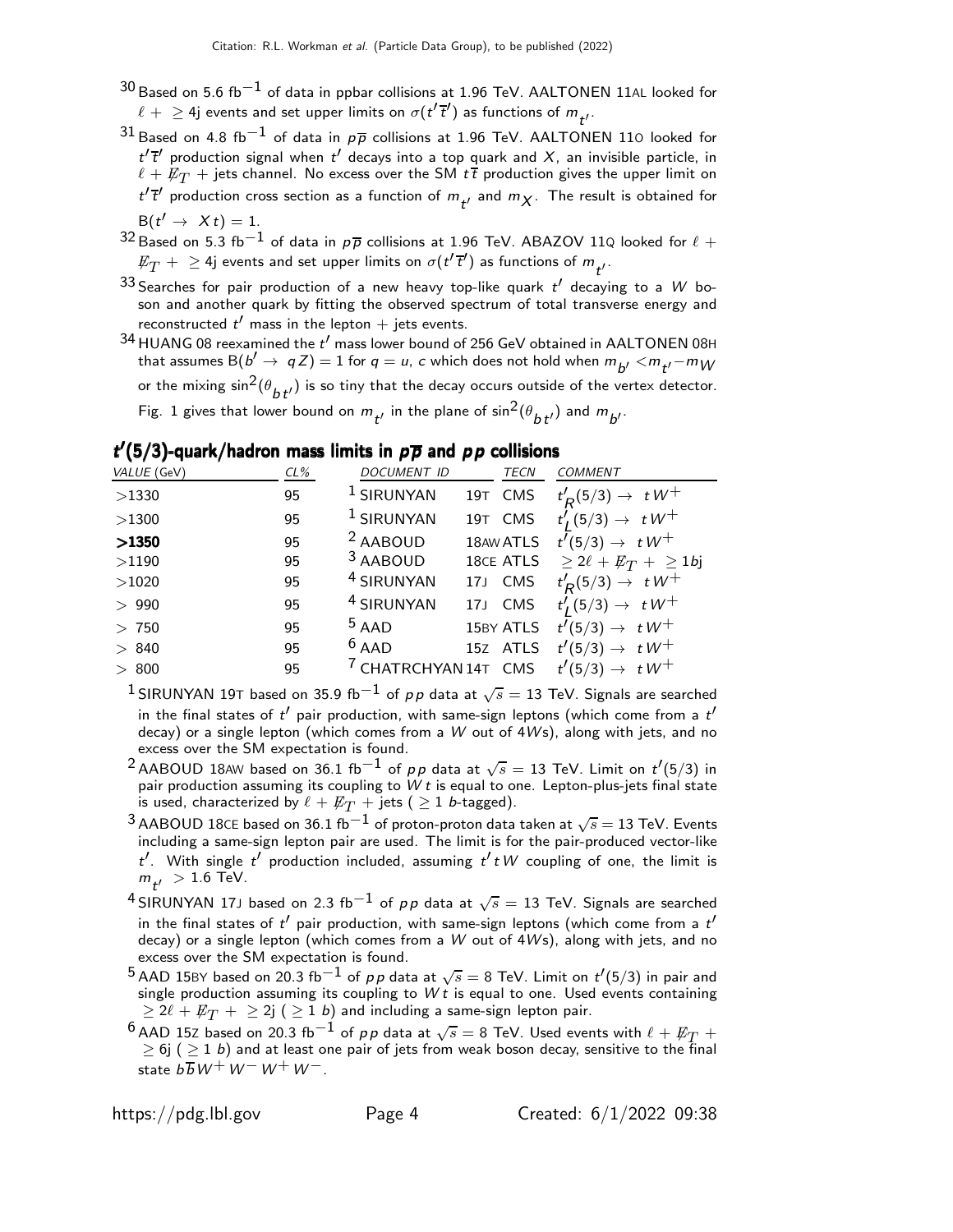[30] Based on 5.6 fb$^{-1}$ of data in ppbar collisions at 1.96 TeV. AALTONEN 11AL looked for $\ell + \geq 4$j events and set upper limits on $\sigma(t'\overline{t}')$ as functions of $m_{t'}$.

[31] Based on 4.8 fb$^{-1}$ of data in $p\overline{p}$ collisions at 1.96 TeV. AALTONEN 11O looked for $t'\overline{t}'$ production signal when $t'$ decays into a top quark and $X$, an invisible particle, in $\ell + \not{E}_T +$ jets channel. No excess over the SM $t\overline{t}$ production gives the upper limit on $t'\overline{t}'$ production cross section as a function of $m_{t'}$ and $m_X$. The result is obtained for $B(t' \to Xt) = 1$.

[32] Based on 5.3 fb$^{-1}$ of data in $p\overline{p}$ collisions at 1.96 TeV. ABAZOV 11Q looked for $\ell + \not{E}_T + \geq 4$j events and set upper limits on $\sigma(t'\overline{t}')$ as functions of $m_{t'}$.

[33] Searches for pair production of a new heavy top-like quark $t'$ decaying to a $W$ boson and another quark by fitting the observed spectrum of total transverse energy and reconstructed $t'$ mass in the lepton + jets events.

[34] HUANG 08 reexamined the $t'$ mass lower bound of 256 GeV obtained in AALTONEN 08H that assumes $B(b' \to qZ) = 1$ for $q = u$, $c$ which does not hold when $m_{b'} < m_{t'} - m_W$ or the mixing $\sin^2(\theta_{bt'})$ is so tiny that the decay occurs outside of the vertex detector. Fig. 1 gives that lower bound on $m_{t'}$ in the plane of $\sin^2(\theta_{bt'})$ and $m_{b'}$.

## $t'(5/3)$-quark/hadron mass limits in $p\overline{p}$ and $pp$ collisions

| VALUE (GeV) | CL% | DOCUMENT ID | | TECN | COMMENT |
|---|---|---|---|---|---|
| >1330 | 95 | [1] SIRUNYAN | 19T | CMS | $t'_R(5/3) \to tW^+$ |
| >1300 | 95 | [1] SIRUNYAN | 19T | CMS | $t'_L(5/3) \to tW^+$ |
| **>1350** | 95 | [2] AABOUD | 18AW | ATLS | $t'(5/3) \to tW^+$ |
| >1190 | 95 | [3] AABOUD | 18CE | ATLS | $\geq 2\ell + \not{E}_T + \geq 1$bj |
| >1020 | 95 | [4] SIRUNYAN | 17J | CMS | $t'_R(5/3) \to tW^+$ |
| > 990 | 95 | [4] SIRUNYAN | 17J | CMS | $t'_L(5/3) \to tW^+$ |
| > 750 | 95 | [5] AAD | 15BY | ATLS | $t'(5/3) \to tW^+$ |
| > 840 | 95 | [6] AAD | 15Z | ATLS | $t'(5/3) \to tW^+$ |
| > 800 | 95 | [7] CHATRCHYAN | 14T | CMS | $t'(5/3) \to tW^+$ |

[1] SIRUNYAN 19T based on 35.9 fb$^{-1}$ of $pp$ data at $\sqrt{s} = 13$ TeV. Signals are searched in the final states of $t'$ pair production, with same-sign leptons (which come from a $t'$ decay) or a single lepton (which comes from a $W$ out of $4W$s), along with jets, and no excess over the SM expectation is found.

[2] AABOUD 18AW based on 36.1 fb$^{-1}$ of $pp$ data at $\sqrt{s} = 13$ TeV. Limit on $t'(5/3)$ in pair production assuming its coupling to $Wt$ is equal to one. Lepton-plus-jets final state is used, characterized by $\ell + \not{E}_T +$ jets ($\geq 1$ $b$-tagged).

[3] AABOUD 18CE based on 36.1 fb$^{-1}$ of proton-proton data taken at $\sqrt{s} = 13$ TeV. Events including a same-sign lepton pair are used. The limit is for the pair-produced vector-like $t'$. With single $t'$ production included, assuming $t'tW$ coupling of one, the limit is $m_{t'} > 1.6$ TeV.

[4] SIRUNYAN 17J based on 2.3 fb$^{-1}$ of $pp$ data at $\sqrt{s} = 13$ TeV. Signals are searched in the final states of $t'$ pair production, with same-sign leptons (which come from a $t'$ decay) or a single lepton (which comes from a $W$ out of $4W$s), along with jets, and no excess over the SM expectation is found.

[5] AAD 15BY based on 20.3 fb$^{-1}$ of $pp$ data at $\sqrt{s} = 8$ TeV. Limit on $t'(5/3)$ in pair and single production assuming its coupling to $Wt$ is equal to one. Used events containing $\geq 2\ell + \not{E}_T + \geq 2$j ($\geq 1$ $b$) and including a same-sign lepton pair.

[6] AAD 15Z based on 20.3 fb$^{-1}$ of $pp$ data at $\sqrt{s} = 8$ TeV. Used events with $\ell + \not{E}_T + \geq 6$j ($\geq 1$ $b$) and at least one pair of jets from weak boson decay, sensitive to the final state $b\overline{b}W^+W^-W^+W^-$.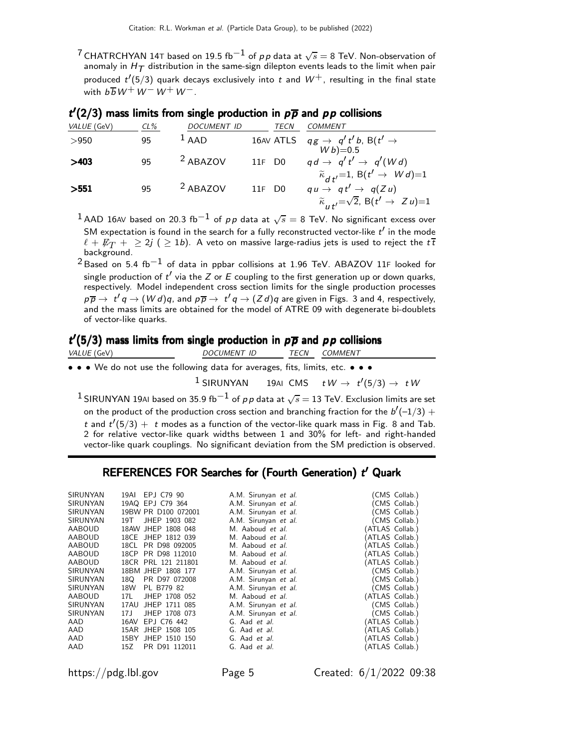[7] CHATRCHYAN 14T based on 19.5 fb$^{-1}$ of $pp$ data at $\sqrt{s}$ = 8 TeV. Non-observation of anomaly in $H_T$ distribution in the same-sign dilepton events leads to the limit when pair produced $t'(5/3)$ quark decays exclusively into $t$ and $W^+$, resulting in the final state with $b\overline{b}W^+W^-W^+W^-$.

### $t'(2/3)$ mass limits from single production in $p\overline{p}$ and $pp$ collisions

| VALUE (GeV) | CL% | DOCUMENT ID | | TECN | COMMENT |
|---|---|---|---|---|---|
| >950 | 95 | [1] AAD | 16AV | ATLS | $qg \to q' t' b$, B($t' \to Wb$)=0.5 |
| **>403** | 95 | [2] ABAZOV | 11F | D0 | $qd \to q' t' \to q'(Wd)$ $\widetilde{\kappa}_{dt'}$=1, B($t' \to Wd$)=1 |
| **>551** | 95 | [2] ABAZOV | 11F | D0 | $qu \to qt' \to q(Zu)$ $\widetilde{\kappa}_{ut'}=\sqrt{2}$, B($t' \to Zu$)=1 |

[1] AAD 16AV based on 20.3 fb$^{-1}$ of $pp$ data at $\sqrt{s}$ = 8 TeV. No significant excess over SM expectation is found in the search for a fully reconstructed vector-like $t'$ in the mode $\ell + \not{E}_T + \geq 2j$ ($\geq 1b$). A veto on massive large-radius jets is used to reject the $t\overline{t}$ background.

[2] Based on 5.4 fb$^{-1}$ of data in ppbar collisions at 1.96 TeV. ABAZOV 11F looked for single production of $t'$ via the $Z$ or $E$ coupling to the first generation up or down quarks, respectively. Model independent cross section limits for the single production processes $p\overline{p} \to t'q \to (Wd)q$, and $p\overline{p} \to t'q \to (Zd)q$ are given in Figs. 3 and 4, respectively, and the mass limits are obtained for the model of ATRE 09 with degenerate bi-doublets of vector-like quarks.

### $t'(5/3)$ mass limits from single production in $p\overline{p}$ and $pp$ collisions

| VALUE (GeV) | DOCUMENT ID | | TECN | COMMENT |
|---|---|---|---|---|
| • • • We do not use the following data for averages, fits, limits, etc. • • • | | | | |
| | [1] SIRUNYAN | 19AI | CMS | $tW \to t'(5/3) \to tW$ |

[1] SIRUNYAN 19AI based on 35.9 fb$^{-1}$ of $pp$ data at $\sqrt{s}$ = 13 TeV. Exclusion limits are set on the product of the production cross section and branching fraction for the $b'(-1/3)$ + $t$ and $t'(5/3)$ + $t$ modes as a function of the vector-like quark mass in Fig. 8 and Tab. 2 for relative vector-like quark widths between 1 and 30% for left- and right-handed vector-like quark couplings. No significant deviation from the SM prediction is observed.

## REFERENCES FOR Searches for (Fourth Generation) $t'$ Quark

| | | | | |
|---|---|---|---|---|
| SIRUNYAN | 19AI | EPJ C79 90 | A.M. Sirunyan *et al.* | (CMS Collab.) |
| SIRUNYAN | 19AQ | EPJ C79 364 | A.M. Sirunyan *et al.* | (CMS Collab.) |
| SIRUNYAN | 19BW | PR D100 072001 | A.M. Sirunyan *et al.* | (CMS Collab.) |
| SIRUNYAN | 19T | JHEP 1903 082 | A.M. Sirunyan *et al.* | (CMS Collab.) |
| AABOUD | 18AW | JHEP 1808 048 | M. Aaboud *et al.* | (ATLAS Collab.) |
| AABOUD | 18CE | JHEP 1812 039 | M. Aaboud *et al.* | (ATLAS Collab.) |
| AABOUD | 18CL | PR D98 092005 | M. Aaboud *et al.* | (ATLAS Collab.) |
| AABOUD | 18CP | PR D98 112010 | M. Aaboud *et al.* | (ATLAS Collab.) |
| AABOUD | 18CR | PRL 121 211801 | M. Aaboud *et al.* | (ATLAS Collab.) |
| SIRUNYAN | 18BM | JHEP 1808 177 | A.M. Sirunyan *et al.* | (CMS Collab.) |
| SIRUNYAN | 18Q | PR D97 072008 | A.M. Sirunyan *et al.* | (CMS Collab.) |
| SIRUNYAN | 18W | PL B779 82 | A.M. Sirunyan *et al.* | (CMS Collab.) |
| AABOUD | 17L | JHEP 1708 052 | M. Aaboud *et al.* | (ATLAS Collab.) |
| SIRUNYAN | 17AU | JHEP 1711 085 | A.M. Sirunyan *et al.* | (CMS Collab.) |
| SIRUNYAN | 17J | JHEP 1708 073 | A.M. Sirunyan *et al.* | (CMS Collab.) |
| AAD | 16AV | EPJ C76 442 | G. Aad *et al.* | (ATLAS Collab.) |
| AAD | 15AR | JHEP 1508 105 | G. Aad *et al.* | (ATLAS Collab.) |
| AAD | 15BY | JHEP 1510 150 | G. Aad *et al.* | (ATLAS Collab.) |
| AAD | 15Z | PR D91 112011 | G. Aad *et al.* | (ATLAS Collab.) |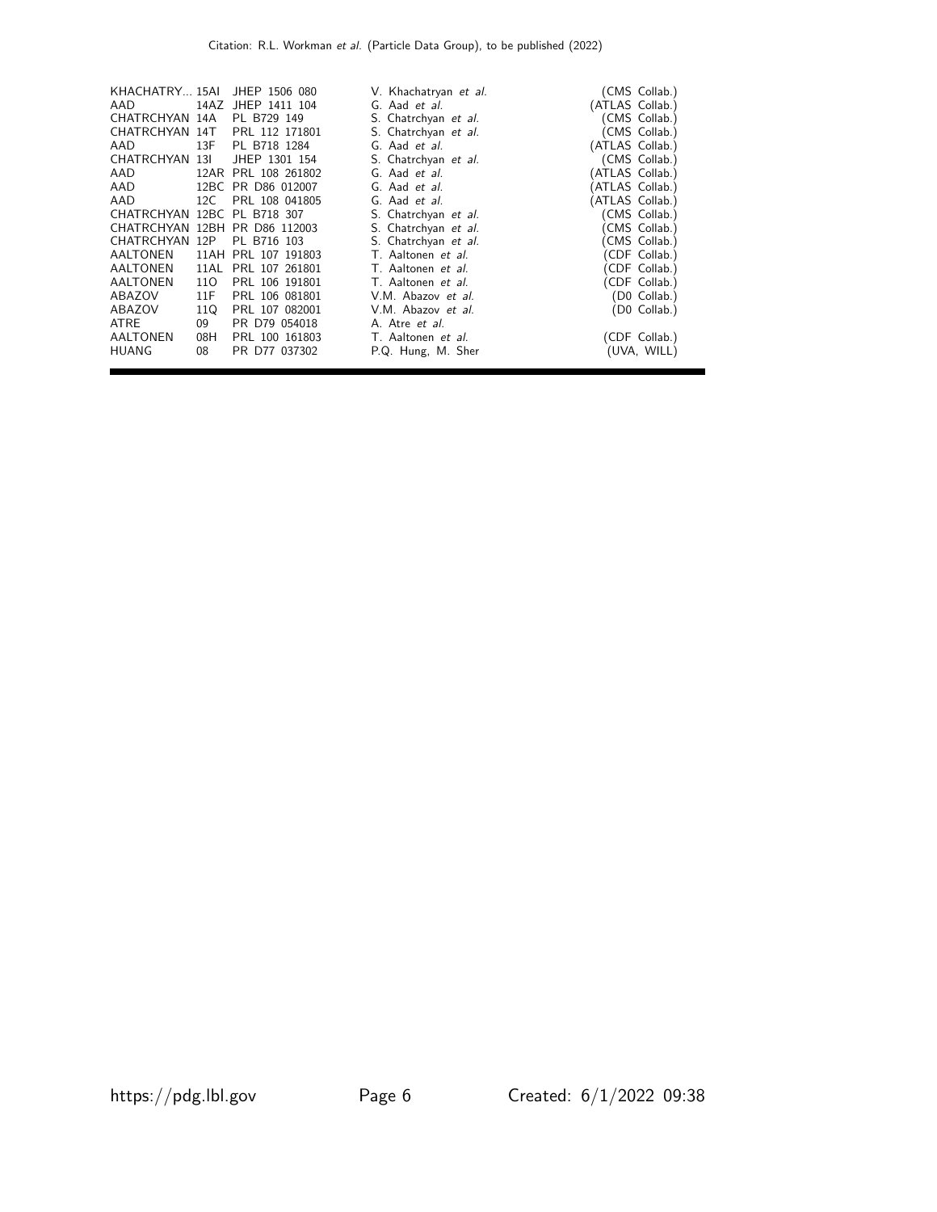| | | | | |
|---|---|---|---|---|
| KHACHATRY... | 15AI | JHEP 1506 080 | V. Khachatryan *et al.* | (CMS Collab.) |
| AAD | 14AZ | JHEP 1411 104 | G. Aad *et al.* | (ATLAS Collab.) |
| CHATRCHYAN | 14A | PL B729 149 | S. Chatrchyan *et al.* | (CMS Collab.) |
| CHATRCHYAN | 14T | PRL 112 171801 | S. Chatrchyan *et al.* | (CMS Collab.) |
| AAD | 13F | PL B718 1284 | G. Aad *et al.* | (ATLAS Collab.) |
| CHATRCHYAN | 13I | JHEP 1301 154 | S. Chatrchyan *et al.* | (CMS Collab.) |
| AAD | 12AR | PRL 108 261802 | G. Aad *et al.* | (ATLAS Collab.) |
| AAD | 12BC | PR D86 012007 | G. Aad *et al.* | (ATLAS Collab.) |
| AAD | 12C | PRL 108 041805 | G. Aad *et al.* | (ATLAS Collab.) |
| CHATRCHYAN | 12BC | PL B718 307 | S. Chatrchyan *et al.* | (CMS Collab.) |
| CHATRCHYAN | 12BH | PR D86 112003 | S. Chatrchyan *et al.* | (CMS Collab.) |
| CHATRCHYAN | 12P | PL B716 103 | S. Chatrchyan *et al.* | (CMS Collab.) |
| AALTONEN | 11AH | PRL 107 191803 | T. Aaltonen *et al.* | (CDF Collab.) |
| AALTONEN | 11AL | PRL 107 261801 | T. Aaltonen *et al.* | (CDF Collab.) |
| AALTONEN | 11O | PRL 106 191801 | T. Aaltonen *et al.* | (CDF Collab.) |
| ABAZOV | 11F | PRL 106 081801 | V.M. Abazov *et al.* | (D0 Collab.) |
| ABAZOV | 11Q | PRL 107 082001 | V.M. Abazov *et al.* | (D0 Collab.) |
| ATRE | 09 | PR D79 054018 | A. Atre *et al.* | |
| AALTONEN | 08H | PRL 100 161803 | T. Aaltonen *et al.* | (CDF Collab.) |
| HUANG | 08 | PR D77 037302 | P.Q. Hung, M. Sher | (UVA, WILL) |